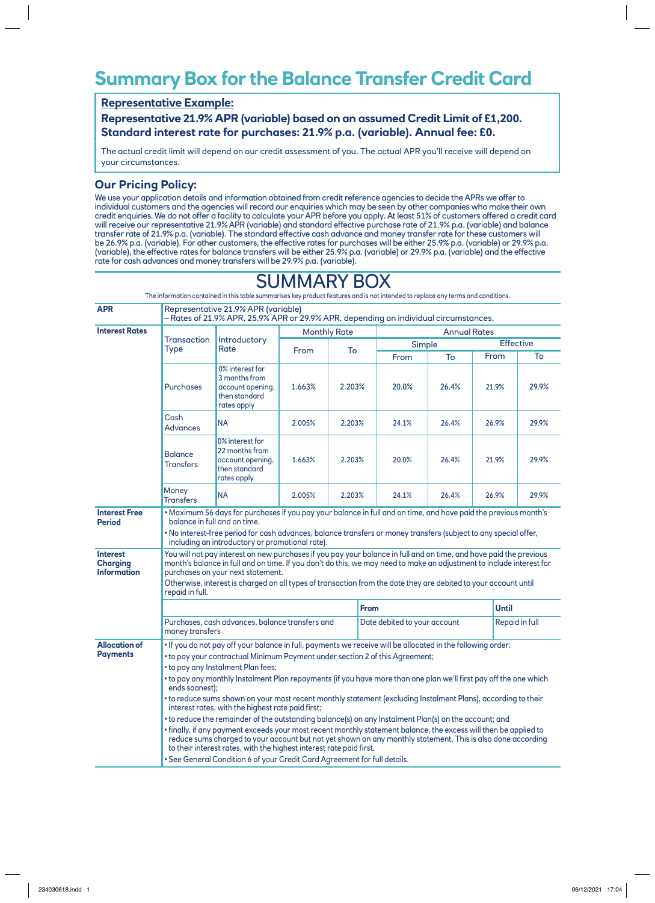# Summary Box for the Balance Transfer Credit Card

**Representative Example:**

**Representative 21.9% APR (variable) based on an assumed Credit Limit of £1,200. Standard interest rate for purchases: 21.9% p.a. (variable). Annual fee: £0.**

The actual credit limit will depend on our credit assessment of you. The actual APR you'll receive will depend on your circumstances.

## Our Pricing Policy:

We use your application details and information obtained from credit reference agencies to decide the APRs we offer to individual customers and the agencies will record our enquiries which may be seen by other companies who make their own credit enquiries. We do not offer a facility to calculate your APR before you apply. At least 51% of customers offered a credit card will receive our representative 21.9% APR (variable) and standard effective purchase rate of 21.9% p.a. (variable) and balance transfer rate of 21.9% p.a. (variable). The standard effective cash advance and money transfer rate for these customers will be 26.9% p.a. (variable). For other customers, the effective rates for purchases will be either 25.9% p.a. (variable) or 29.9% p.a. (variable), the effective rates for balance transfers will be either 25.9% p.a. (variable) or 29.9% p.a. (variable) and the effective rate for cash advances and money transfers will be 29.9% p.a. (variable).

# SUMMARY BOX

The information contained in this table summarises key product features and is not intended to replace any terms and conditions.

**APR**

Representative 21.9% APR (variable)
– Rates of 21.9% APR, 25.9% APR or 29.9% APR, depending on individual circumstances.

**Interest Rates**

| Transaction Type | Introductory Rate | Monthly Rate | | Annual Rates | | | |
|---|---|---|---|---|---|---|---|
| | | | | Simple | | Effective | |
| | | From | To | From | To | From | To |
| Purchases | 0% interest for 3 months from account opening, then standard rates apply | 1.663% | 2.203% | 20.0% | 26.4% | 21.9% | 29.9% |
| Cash Advances | NA | 2.005% | 2.203% | 24.1% | 26.4% | 26.9% | 29.9% |
| Balance Transfers | 0% interest for 22 months from account opening, then standard rates apply | 1.663% | 2.203% | 20.0% | 26.4% | 21.9% | 29.9% |
| Money Transfers | NA | 2.005% | 2.203% | 24.1% | 26.4% | 26.9% | 29.9% |

**Interest Free Period**

- Maximum 56 days for purchases if you pay your balance in full and on time, and have paid the previous month's balance in full and on time.
- No interest-free period for cash advances, balance transfers or money transfers (subject to any special offer, including an introductory or promotional rate).

**Interest Charging Information**

You will not pay interest on new purchases if you pay your balance in full and on time, and have paid the previous month's balance in full and on time. If you don't do this, we may need to make an adjustment to include interest for purchases on your next statement.

Otherwise, interest is charged on all types of transaction from the date they are debited to your account until repaid in full.

| | From | Until |
|---|---|---|
| Purchases, cash advances, balance transfers and money transfers | Date debited to your account | Repaid in full |

**Allocation of Payments**

- If you do not pay off your balance in full, payments we receive will be allocated in the following order:
- to pay your contractual Minimum Payment under section 2 of this Agreement;
- to pay any Instalment Plan fees;
- to pay any monthly Instalment Plan repayments (if you have more than one plan we'll first pay off the one which ends soonest);
- to reduce sums shown on your most recent monthly statement (excluding Instalment Plans), according to their interest rates, with the highest rate paid first;
- to reduce the remainder of the outstanding balance(s) on any Instalment Plan(s) on the account; and
- finally, if any payment exceeds your most recent monthly statement balance, the excess will then be applied to reduce sums charged to your account but not yet shown on any monthly statement. This is also done according to their interest rates, with the highest interest rate paid first.
- See General Condition 6 of your Credit Card Agreement for full details.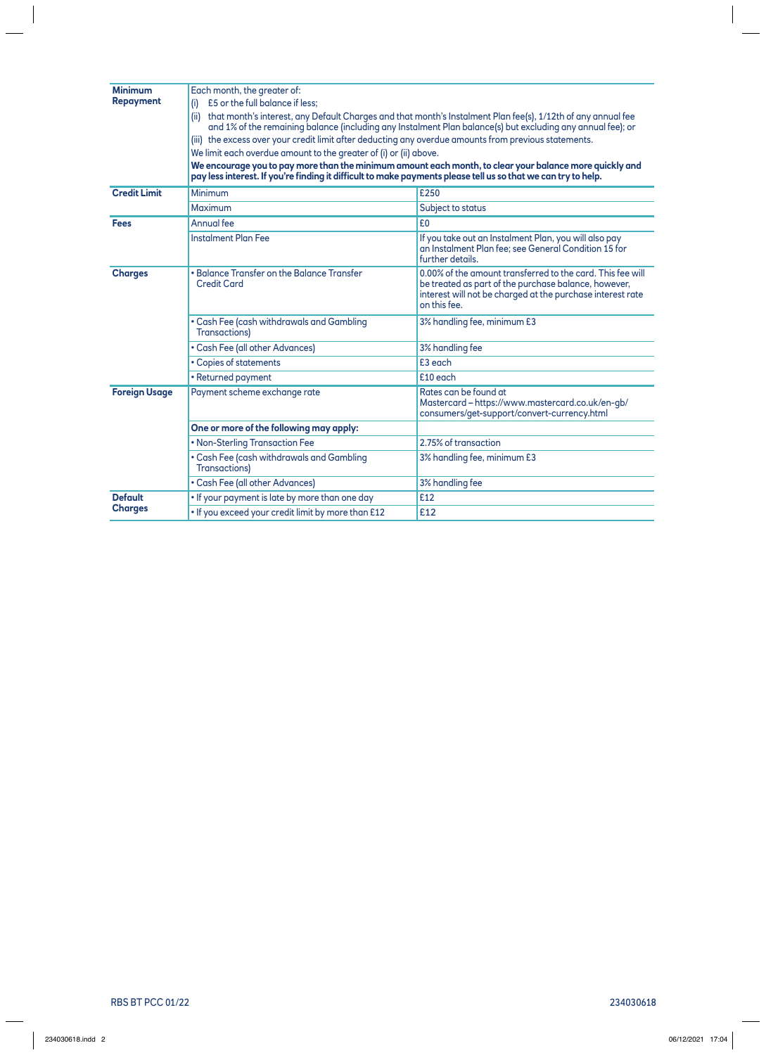| | | |
|---|---|---|
| **Minimum Repayment** | Each month, the greater of:<br>(i) £5 or the full balance if less;<br>(ii) that month's interest, any Default Charges and that month's Instalment Plan fee(s), 1/12th of any annual fee and 1% of the remaining balance (including any Instalment Plan balance(s) but excluding any annual fee); or<br>(iii) the excess over your credit limit after deducting any overdue amounts from previous statements.<br>We limit each overdue amount to the greater of (i) or (ii) above.<br>**We encourage you to pay more than the minimum amount each month, to clear your balance more quickly and pay less interest. If you're finding it difficult to make payments please tell us so that we can try to help.** | |
| **Credit Limit** | Minimum | £250 |
| | Maximum | Subject to status |
| **Fees** | Annual fee | £0 |
| | Instalment Plan Fee | If you take out an Instalment Plan, you will also pay an Instalment Plan fee; see General Condition 15 for further details. |
| **Charges** | • Balance Transfer on the Balance Transfer Credit Card | 0.00% of the amount transferred to the card. This fee will be treated as part of the purchase balance, however, interest will not be charged at the purchase interest rate on this fee. |
| | • Cash Fee (cash withdrawals and Gambling Transactions) | 3% handling fee, minimum £3 |
| | • Cash Fee (all other Advances) | 3% handling fee |
| | • Copies of statements | £3 each |
| | • Returned payment | £10 each |
| **Foreign Usage** | Payment scheme exchange rate | Rates can be found at Mastercard – https://www.mastercard.co.uk/en-gb/consumers/get-support/convert-currency.html |
| | **One or more of the following may apply:** | |
| | • Non-Sterling Transaction Fee | 2.75% of transaction |
| | • Cash Fee (cash withdrawals and Gambling Transactions) | 3% handling fee, minimum £3 |
| | • Cash Fee (all other Advances) | 3% handling fee |
| **Default Charges** | • If your payment is late by more than one day | £12 |
| | • If you exceed your credit limit by more than £12 | £12 |

RBS BT PCC 01/22

234030618